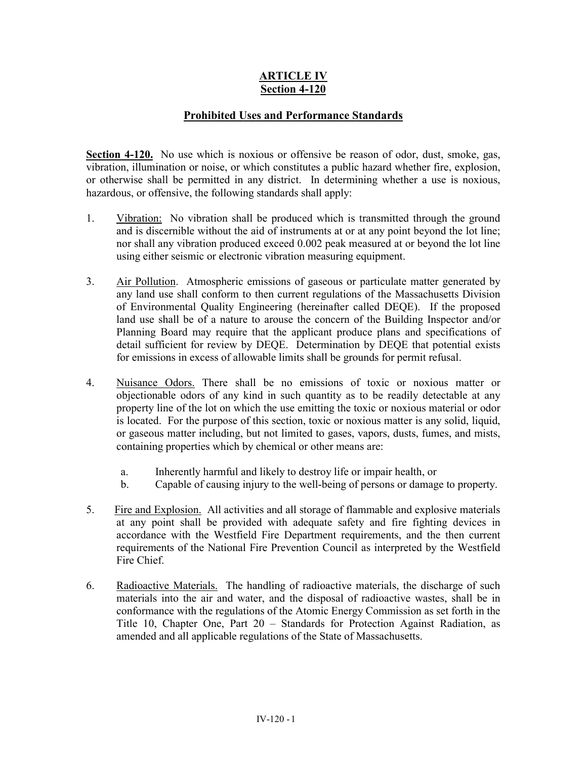# ARTICLE IV
# Section 4-120

## Prohibited Uses and Performance Standards

**Section 4-120.** No use which is noxious or offensive be reason of odor, dust, smoke, gas, vibration, illumination or noise, or which constitutes a public hazard whether fire, explosion, or otherwise shall be permitted in any district. In determining whether a use is noxious, hazardous, or offensive, the following standards shall apply:

1. Vibration: No vibration shall be produced which is transmitted through the ground and is discernible without the aid of instruments at or at any point beyond the lot line; nor shall any vibration produced exceed 0.002 peak measured at or beyond the lot line using either seismic or electronic vibration measuring equipment.

3. Air Pollution. Atmospheric emissions of gaseous or particulate matter generated by any land use shall conform to then current regulations of the Massachusetts Division of Environmental Quality Engineering (hereinafter called DEQE). If the proposed land use shall be of a nature to arouse the concern of the Building Inspector and/or Planning Board may require that the applicant produce plans and specifications of detail sufficient for review by DEQE. Determination by DEQE that potential exists for emissions in excess of allowable limits shall be grounds for permit refusal.

4. Nuisance Odors. There shall be no emissions of toxic or noxious matter or objectionable odors of any kind in such quantity as to be readily detectable at any property line of the lot on which the use emitting the toxic or noxious material or odor is located. For the purpose of this section, toxic or noxious matter is any solid, liquid, or gaseous matter including, but not limited to gases, vapors, dusts, fumes, and mists, containing properties which by chemical or other means are:

   a. Inherently harmful and likely to destroy life or impair health, or
   b. Capable of causing injury to the well-being of persons or damage to property.

5. Fire and Explosion. All activities and all storage of flammable and explosive materials at any point shall be provided with adequate safety and fire fighting devices in accordance with the Westfield Fire Department requirements, and the then current requirements of the National Fire Prevention Council as interpreted by the Westfield Fire Chief.

6. Radioactive Materials. The handling of radioactive materials, the discharge of such materials into the air and water, and the disposal of radioactive wastes, shall be in conformance with the regulations of the Atomic Energy Commission as set forth in the Title 10, Chapter One, Part 20 – Standards for Protection Against Radiation, as amended and all applicable regulations of the State of Massachusetts.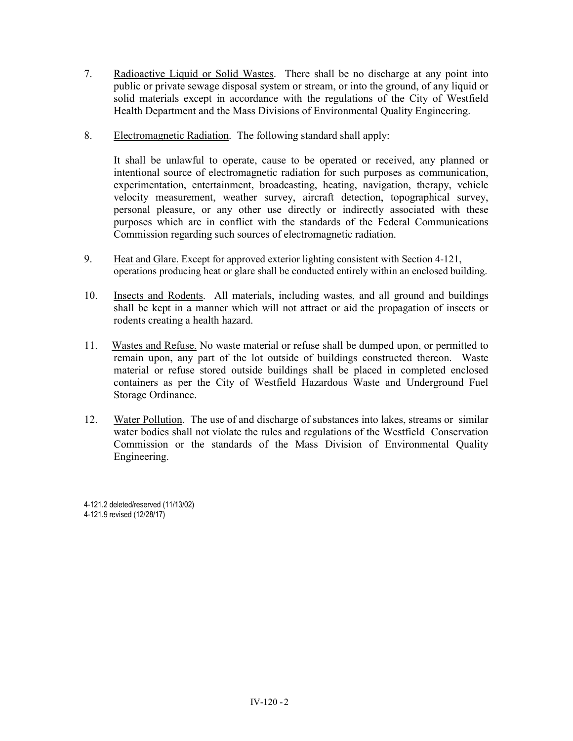7. Radioactive Liquid or Solid Wastes. There shall be no discharge at any point into public or private sewage disposal system or stream, or into the ground, of any liquid or solid materials except in accordance with the regulations of the City of Westfield Health Department and the Mass Divisions of Environmental Quality Engineering.

8. Electromagnetic Radiation. The following standard shall apply:

   It shall be unlawful to operate, cause to be operated or received, any planned or intentional source of electromagnetic radiation for such purposes as communication, experimentation, entertainment, broadcasting, heating, navigation, therapy, vehicle velocity measurement, weather survey, aircraft detection, topographical survey, personal pleasure, or any other use directly or indirectly associated with these purposes which are in conflict with the standards of the Federal Communications Commission regarding such sources of electromagnetic radiation.

9. Heat and Glare. Except for approved exterior lighting consistent with Section 4-121, operations producing heat or glare shall be conducted entirely within an enclosed building.

10. Insects and Rodents. All materials, including wastes, and all ground and buildings shall be kept in a manner which will not attract or aid the propagation of insects or rodents creating a health hazard.

11. Wastes and Refuse. No waste material or refuse shall be dumped upon, or permitted to remain upon, any part of the lot outside of buildings constructed thereon. Waste material or refuse stored outside buildings shall be placed in completed enclosed containers as per the City of Westfield Hazardous Waste and Underground Fuel Storage Ordinance.

12. Water Pollution. The use of and discharge of substances into lakes, streams or similar water bodies shall not violate the rules and regulations of the Westfield Conservation Commission or the standards of the Mass Division of Environmental Quality Engineering.

4-121.2 deleted/reserved (11/13/02)
4-121.9 revised (12/28/17)